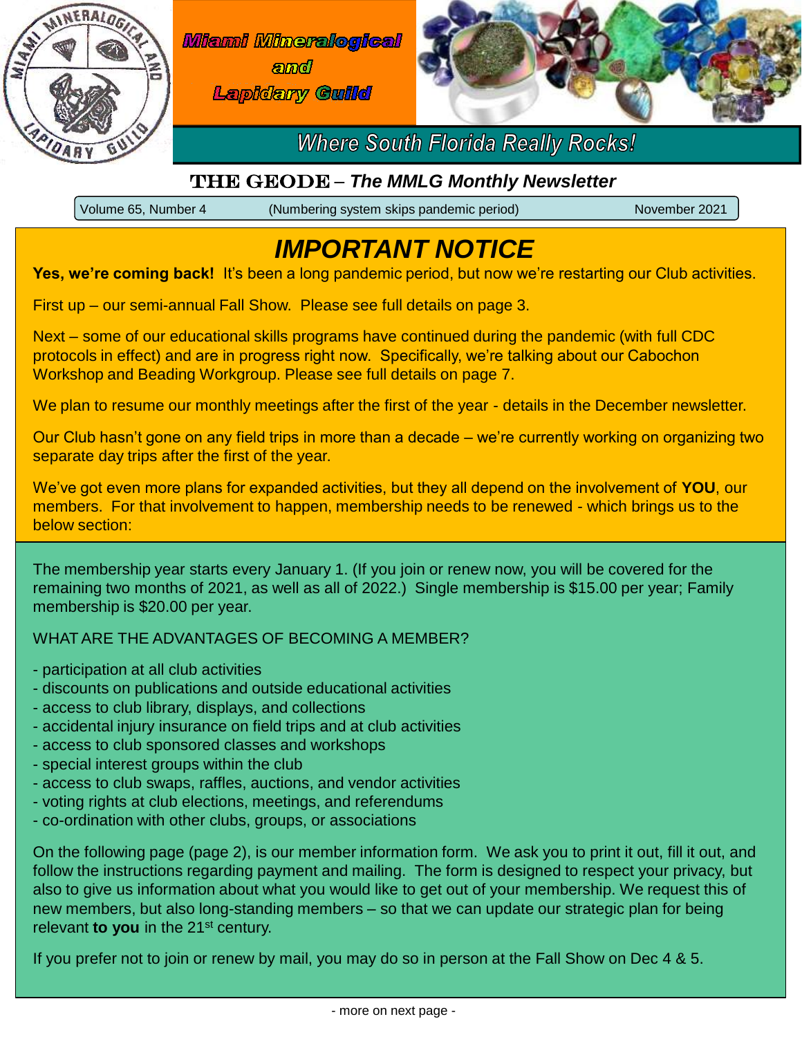# Miami Mineralogical and Lapidary Guild

*Where South Florida Really Rocks!*

## THE GEODE – *The MMLG Monthly Newsletter*

Volume 65, Number 4 (Numbering system skips pandemic period) November 2021

## *IMPORTANT NOTICE*

**Yes, we're coming back!** It's been a long pandemic period, but now we're restarting our Club activities.

First up – our semi-annual Fall Show. Please see full details on page 3.

Next – some of our educational skills programs have continued during the pandemic (with full CDC protocols in effect) and are in progress right now. Specifically, we're talking about our Cabochon Workshop and Beading Workgroup. Please see full details on page 7.

We plan to resume our monthly meetings after the first of the year - details in the December newsletter.

Our Club hasn't gone on any field trips in more than a decade – we're currently working on organizing two separate day trips after the first of the year.

We've got even more plans for expanded activities, but they all depend on the involvement of **YOU**, our members. For that involvement to happen, membership needs to be renewed - which brings us to the below section:

The membership year starts every January 1. (If you join or renew now, you will be covered for the remaining two months of 2021, as well as all of 2022.) Single membership is $15.00 per year; Family membership is $20.00 per year.

WHAT ARE THE ADVANTAGES OF BECOMING A MEMBER?

- participation at all club activities
- discounts on publications and outside educational activities
- access to club library, displays, and collections
- accidental injury insurance on field trips and at club activities
- access to club sponsored classes and workshops
- special interest groups within the club
- access to club swaps, raffles, auctions, and vendor activities
- voting rights at club elections, meetings, and referendums
- co-ordination with other clubs, groups, or associations

On the following page (page 2), is our member information form. We ask you to print it out, fill it out, and follow the instructions regarding payment and mailing. The form is designed to respect your privacy, but also to give us information about what you would like to get out of your membership. We request this of new members, but also long-standing members – so that we can update our strategic plan for being relevant **to you** in the 21st century.

If you prefer not to join or renew by mail, you may do so in person at the Fall Show on Dec 4 & 5.

- more on next page -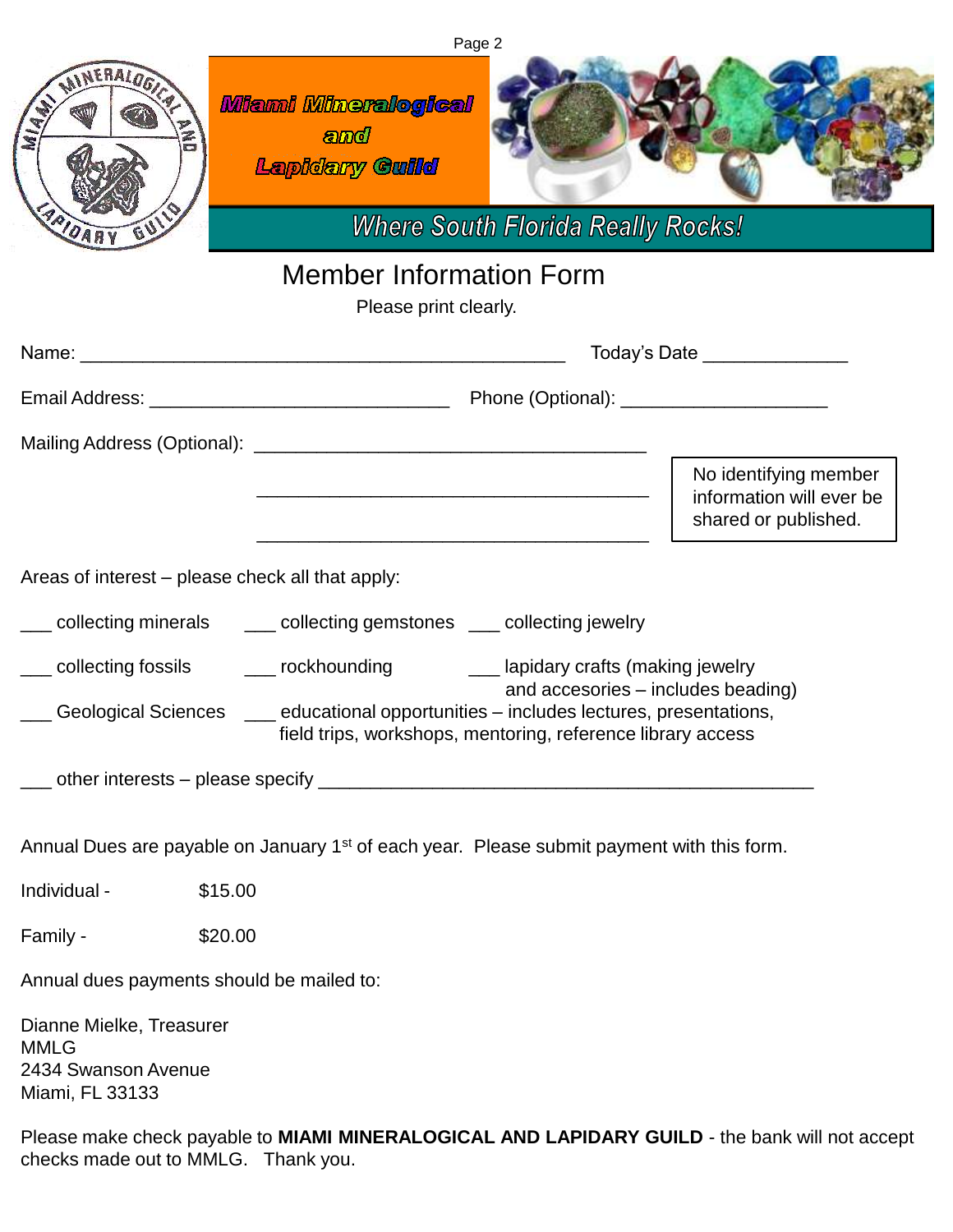Miami Mineralogical and Lapidary Guild

*Where South Florida Really Rocks!*

# Member Information Form

Please print clearly.

Name: ______________________________________________ Today's Date _____________

Email Address: ____________________________ Phone (Optional): ___________________

Mailing Address (Optional): _____________________________________

_____________________________________

_____________________________________

No identifying member information will ever be shared or published.

Areas of interest – please check all that apply:

___ collecting minerals ___ collecting gemstones ___ collecting jewelry

___ collecting fossils ___ rockhounding ___ lapidary crafts (making jewelry and accesories – includes beading)

___ Geological Sciences ___ educational opportunities – includes lectures, presentations, field trips, workshops, mentoring, reference library access

___ other interests – please specify _______________________________________________

Annual Dues are payable on January 1st of each year. Please submit payment with this form.

Individual - $15.00

Family - $20.00

Annual dues payments should be mailed to:

Dianne Mielke, Treasurer
MMLG
2434 Swanson Avenue
Miami, FL 33133

Please make check payable to **MIAMI MINERALOGICAL AND LAPIDARY GUILD** - the bank will not accept checks made out to MMLG. Thank you.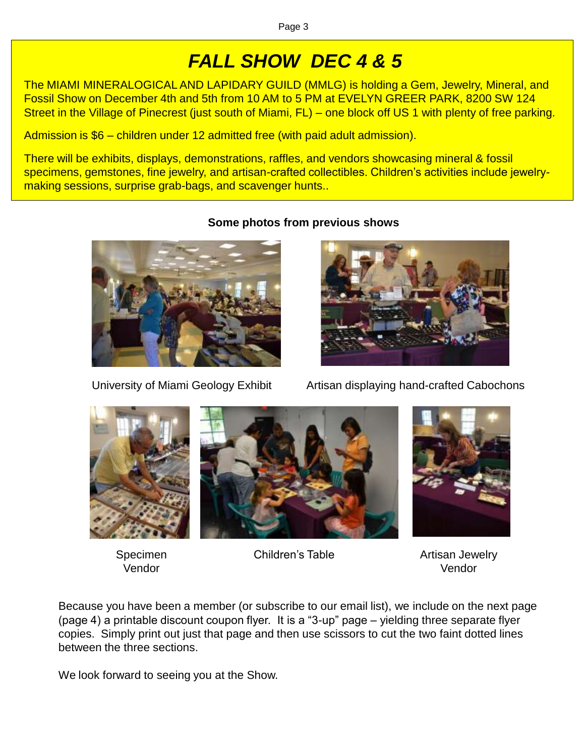# *FALL SHOW DEC 4 & 5*

The MIAMI MINERALOGICAL AND LAPIDARY GUILD (MMLG) is holding a Gem, Jewelry, Mineral, and Fossil Show on December 4th and 5th from 10 AM to 5 PM at EVELYN GREER PARK, 8200 SW 124 Street in the Village of Pinecrest (just south of Miami, FL) – one block off US 1 with plenty of free parking.

Admission is $6 – children under 12 admitted free (with paid adult admission).

There will be exhibits, displays, demonstrations, raffles, and vendors showcasing mineral & fossil specimens, gemstones, fine jewelry, and artisan-crafted collectibles. Children's activities include jewelry-making sessions, surprise grab-bags, and scavenger hunts..

**Some photos from previous shows**

University of Miami Geology Exhibit

Artisan displaying hand-crafted Cabochons

Specimen Vendor

Children's Table

Artisan Jewelry Vendor

Because you have been a member (or subscribe to our email list), we include on the next page (page 4) a printable discount coupon flyer. It is a "3-up" page – yielding three separate flyer copies. Simply print out just that page and then use scissors to cut the two faint dotted lines between the three sections.

We look forward to seeing you at the Show.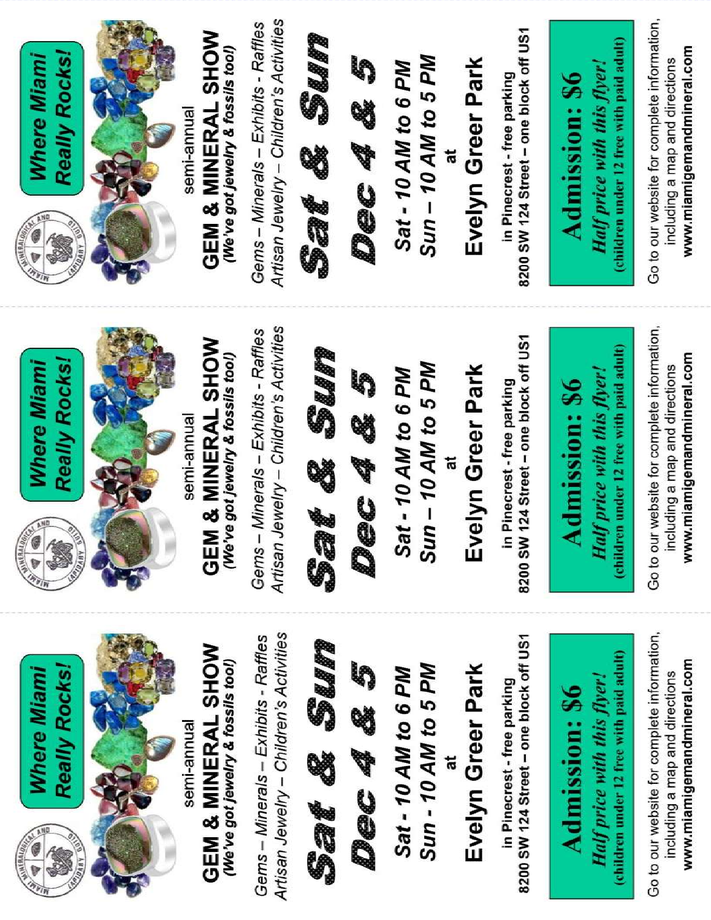**Where Miami Really Rocks!**

semi-annual

## GEM & MINERAL SHOW

*(We've got jewelry & fossils too!)*

*Gems – Minerals – Exhibits - Raffles*
*Artisan Jewelry – Children's Activities*

# Sat & Sun

# Dec 4 & 5

***Sat - 10 AM to 6 PM***
***Sun - 10 AM to 5 PM***

at

## Evelyn Greer Park

in Pinecrest - free parking
8200 SW 124 Street – one block off US1

**Admission: $6**
***Half price with this flyer!***
**(children under 12 free with paid adult)**

Go to our website for complete information, including a map and directions
**www.miamigemandmineral.com**

---

**Where Miami Really Rocks!**

semi-annual

## GEM & MINERAL SHOW

*(We've got jewelry & fossils too!)*

*Gems – Minerals – Exhibits - Raffles*
*Artisan Jewelry – Children's Activities*

# Sat & Sun

# Dec 4 & 5

***Sat - 10 AM to 6 PM***
***Sun – 10 AM to 5 PM***

at

## Evelyn Greer Park

in Pinecrest - free parking
8200 SW 124 Street – one block off US1

**Admission: $6**
***Half price with this flyer!***
**(children under 12 free with paid adult)**

Go to our website for complete information, including a map and directions
**www.miamigemandmineral.com**

---

**Where Miami Really Rocks!**

semi-annual

## GEM & MINERAL SHOW

*(We've got jewelry & fossils too!)*

*Gems – Minerals – Exhibits - Raffles*
*Artisan Jewelry – Children's Activities*

# Sat & Sun

# Dec 4 & 5

***Sat - 10 AM to 6 PM***
***Sun – 10 AM to 5 PM***

at

## Evelyn Greer Park

in Pinecrest - free parking
8200 SW 124 Street – one block off US1

**Admission: $6**
***Half price with this flyer!***
**(children under 12 free with paid adult)**

Go to our website for complete information, including a map and directions
**www.miamigemandmineral.com**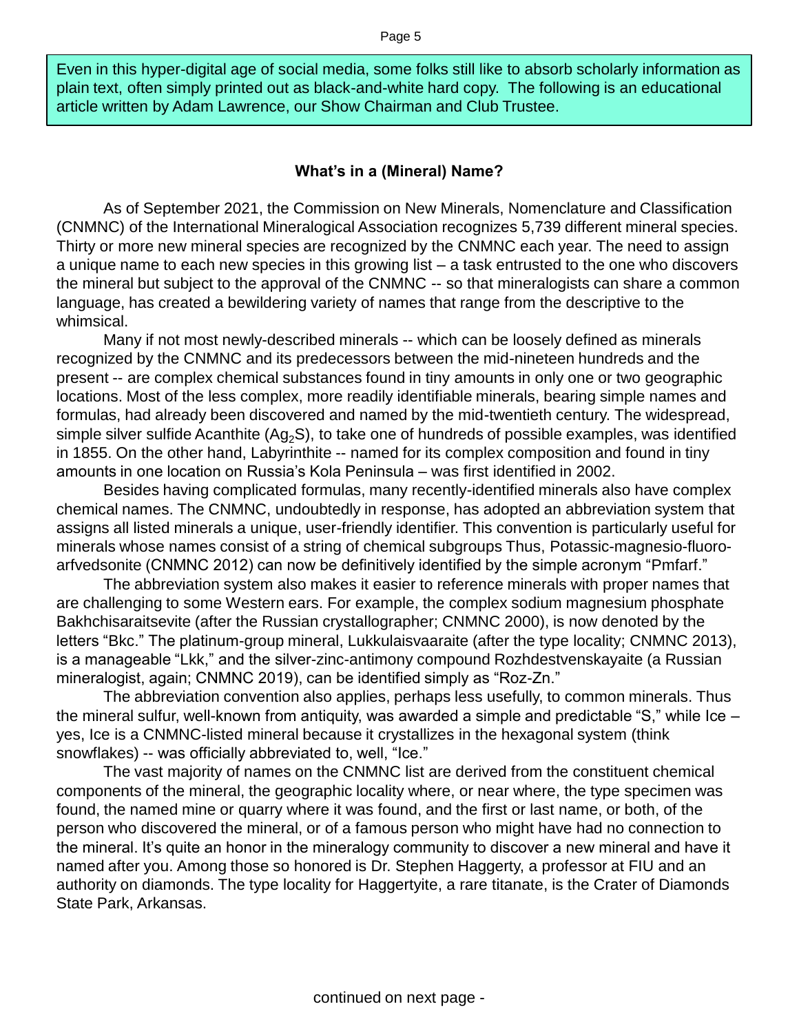Even in this hyper-digital age of social media, some folks still like to absorb scholarly information as plain text, often simply printed out as black-and-white hard copy. The following is an educational article written by Adam Lawrence, our Show Chairman and Club Trustee.

### What's in a (Mineral) Name?

As of September 2021, the Commission on New Minerals, Nomenclature and Classification (CNMNC) of the International Mineralogical Association recognizes 5,739 different mineral species. Thirty or more new mineral species are recognized by the CNMNC each year. The need to assign a unique name to each new species in this growing list – a task entrusted to the one who discovers the mineral but subject to the approval of the CNMNC -- so that mineralogists can share a common language, has created a bewildering variety of names that range from the descriptive to the whimsical.

Many if not most newly-described minerals -- which can be loosely defined as minerals recognized by the CNMNC and its predecessors between the mid-nineteen hundreds and the present -- are complex chemical substances found in tiny amounts in only one or two geographic locations. Most of the less complex, more readily identifiable minerals, bearing simple names and formulas, had already been discovered and named by the mid-twentieth century. The widespread, simple silver sulfide Acanthite ($Ag_2S$), to take one of hundreds of possible examples, was identified in 1855. On the other hand, Labyrinthite -- named for its complex composition and found in tiny amounts in one location on Russia's Kola Peninsula – was first identified in 2002.

Besides having complicated formulas, many recently-identified minerals also have complex chemical names. The CNMNC, undoubtedly in response, has adopted an abbreviation system that assigns all listed minerals a unique, user-friendly identifier. This convention is particularly useful for minerals whose names consist of a string of chemical subgroups Thus, Potassic-magnesio-fluoro-arfvedsonite (CNMNC 2012) can now be definitively identified by the simple acronym "Pmfarf."

The abbreviation system also makes it easier to reference minerals with proper names that are challenging to some Western ears. For example, the complex sodium magnesium phosphate Bakhchisaraitsevite (after the Russian crystallographer; CNMNC 2000), is now denoted by the letters "Bkc." The platinum-group mineral, Lukkulaisvaaraite (after the type locality; CNMNC 2013), is a manageable "Lkk," and the silver-zinc-antimony compound Rozhdestvenskayaite (a Russian mineralogist, again; CNMNC 2019), can be identified simply as "Roz-Zn."

The abbreviation convention also applies, perhaps less usefully, to common minerals. Thus the mineral sulfur, well-known from antiquity, was awarded a simple and predictable "S," while Ice – yes, Ice is a CNMNC-listed mineral because it crystallizes in the hexagonal system (think snowflakes) -- was officially abbreviated to, well, "Ice."

The vast majority of names on the CNMNC list are derived from the constituent chemical components of the mineral, the geographic locality where, or near where, the type specimen was found, the named mine or quarry where it was found, and the first or last name, or both, of the person who discovered the mineral, or of a famous person who might have had no connection to the mineral. It's quite an honor in the mineralogy community to discover a new mineral and have it named after you. Among those so honored is Dr. Stephen Haggerty, a professor at FIU and an authority on diamonds. The type locality for Haggertyite, a rare titanate, is the Crater of Diamonds State Park, Arkansas.

continued on next page -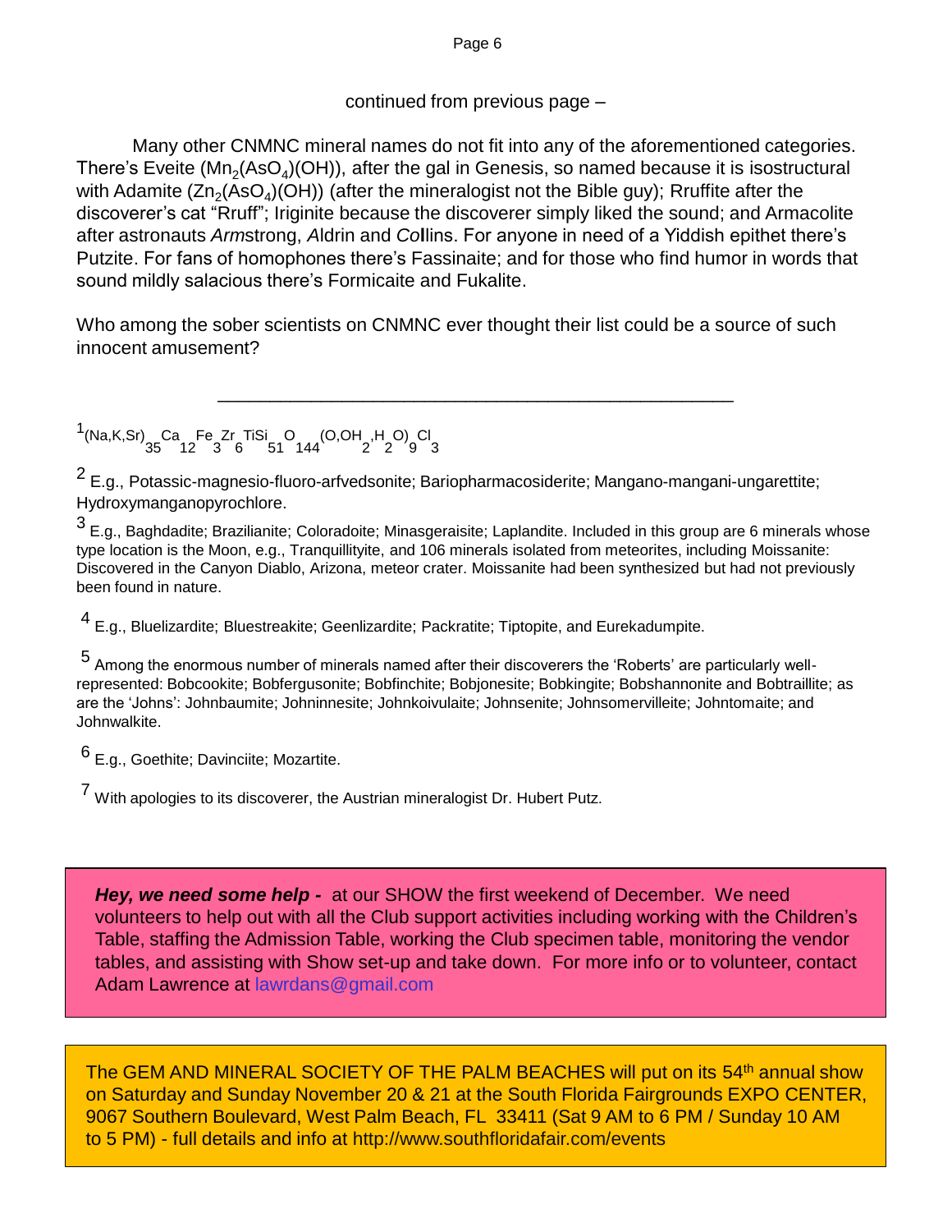continued from previous page –

Many other CNMNC mineral names do not fit into any of the aforementioned categories. There's Eveite ($Mn_2(AsO_4)(OH)$), after the gal in Genesis, so named because it is isostructural with Adamite ($Zn_2(AsO_4)(OH)$) (after the mineralogist not the Bible guy); Rruffite after the discoverer's cat "Rruff"; Iriginite because the discoverer simply liked the sound; and Armacolite after astronauts *Arm*strong, *A*ldrin and *Col*lins. For anyone in need of a Yiddish epithet there's Putzite. For fans of homophones there's Fassinaite; and for those who find humor in words that sound mildly salacious there's Formicaite and Fukalite.

Who among the sober scientists on CNMNC ever thought their list could be a source of such innocent amusement?

---

[1] $(Na,K,Sr)_{35}Ca_{12}Fe_3Zr_6TiSi_{51}O_{144}(O,OH_2,H_2O)_9Cl_3$

[2] E.g., Potassic-magnesio-fluoro-arfvedsonite; Bariopharmacosiderite; Mangano-mangani-ungarettite; Hydroxymanganopyrochlore.

[3] E.g., Baghdadite; Brazilianite; Coloradoite; Minasgeraisite; Laplandite. Included in this group are 6 minerals whose type location is the Moon, e.g., Tranquillityite, and 106 minerals isolated from meteorites, including Moissanite: Discovered in the Canyon Diablo, Arizona, meteor crater. Moissanite had been synthesized but had not previously been found in nature.

[4] E.g., Bluelizardite; Bluestreakite; Geenlizardite; Packratite; Tiptopite, and Eurekadumpite.

[5] Among the enormous number of minerals named after their discoverers the 'Roberts' are particularly well-represented: Bobcookite; Bobfergusonite; Bobfinchite; Bobjonesite; Bobkingite; Bobshannonite and Bobtraillite; as are the 'Johns': Johnbaumite; Johninnesite; Johnkoivulaite; Johnsenite; Johnsomervilleite; Johntomaite; and Johnwalkite.

[6] E.g., Goethite; Davinciite; Mozartite.

[7] With apologies to its discoverer, the Austrian mineralogist Dr. Hubert Putz.

***Hey, we need some help -*** at our SHOW the first weekend of December. We need volunteers to help out with all the Club support activities including working with the Children's Table, staffing the Admission Table, working the Club specimen table, monitoring the vendor tables, and assisting with Show set-up and take down. For more info or to volunteer, contact Adam Lawrence at lawrdans@gmail.com

The GEM AND MINERAL SOCIETY OF THE PALM BEACHES will put on its 54th annual show on Saturday and Sunday November 20 & 21 at the South Florida Fairgrounds EXPO CENTER, 9067 Southern Boulevard, West Palm Beach, FL 33411 (Sat 9 AM to 6 PM / Sunday 10 AM to 5 PM) - full details and info at http://www.southfloridafair.com/events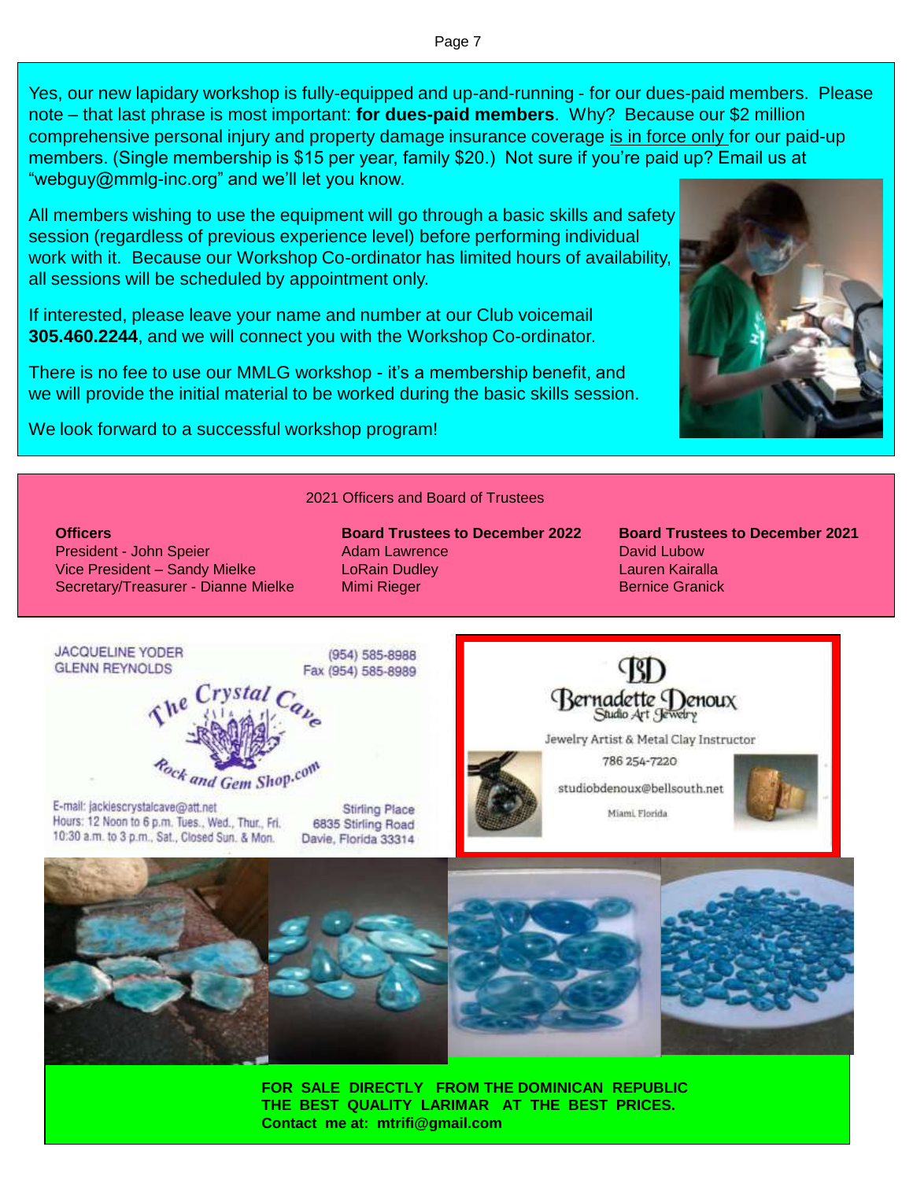Yes, our new lapidary workshop is fully-equipped and up-and-running - for our dues-paid members. Please note – that last phrase is most important: **for dues-paid members**. Why? Because our $2 million comprehensive personal injury and property damage insurance coverage is in force only for our paid-up members. (Single membership is $15 per year, family $20.) Not sure if you're paid up? Email us at "webguy@mmlg-inc.org" and we'll let you know.

All members wishing to use the equipment will go through a basic skills and safety session (regardless of previous experience level) before performing individual work with it. Because our Workshop Co-ordinator has limited hours of availability, all sessions will be scheduled by appointment only.

If interested, please leave your name and number at our Club voicemail **305.460.2244**, and we will connect you with the Workshop Co-ordinator.

There is no fee to use our MMLG workshop - it's a membership benefit, and we will provide the initial material to be worked during the basic skills session.

We look forward to a successful workshop program!

## 2021 Officers and Board of Trustees

**Officers**
President - John Speier
Vice President – Sandy Mielke
Secretary/Treasurer - Dianne Mielke

**Board Trustees to December 2022**
Adam Lawrence
LoRain Dudley
Mimi Rieger

**Board Trustees to December 2021**
David Lubow
Lauren Kairalla
Bernice Granick

JACQUELINE YODER
GLENN REYNOLDS
(954) 585-8988
Fax (954) 585-8989

The Crystal Cave
Rock and Gem Shop.com

E-mail: jackiescrystalcave@att.net
Hours: 12 Noon to 6 p.m. Tues., Wed., Thur., Fri. 10:30 a.m. to 3 p.m., Sat., Closed Sun. & Mon.
Stirling Place
6835 Stirling Road
Davie, Florida 33314

BD
Bernadette Denoux
Studio Art Jewelry
Jewelry Artist & Metal Clay Instructor
786 254-7220
studiobdenoux@bellsouth.net
Miami, Florida

**FOR SALE DIRECTLY FROM THE DOMINICAN REPUBLIC**
**THE BEST QUALITY LARIMAR AT THE BEST PRICES.**
**Contact me at: mtrifi@gmail.com**